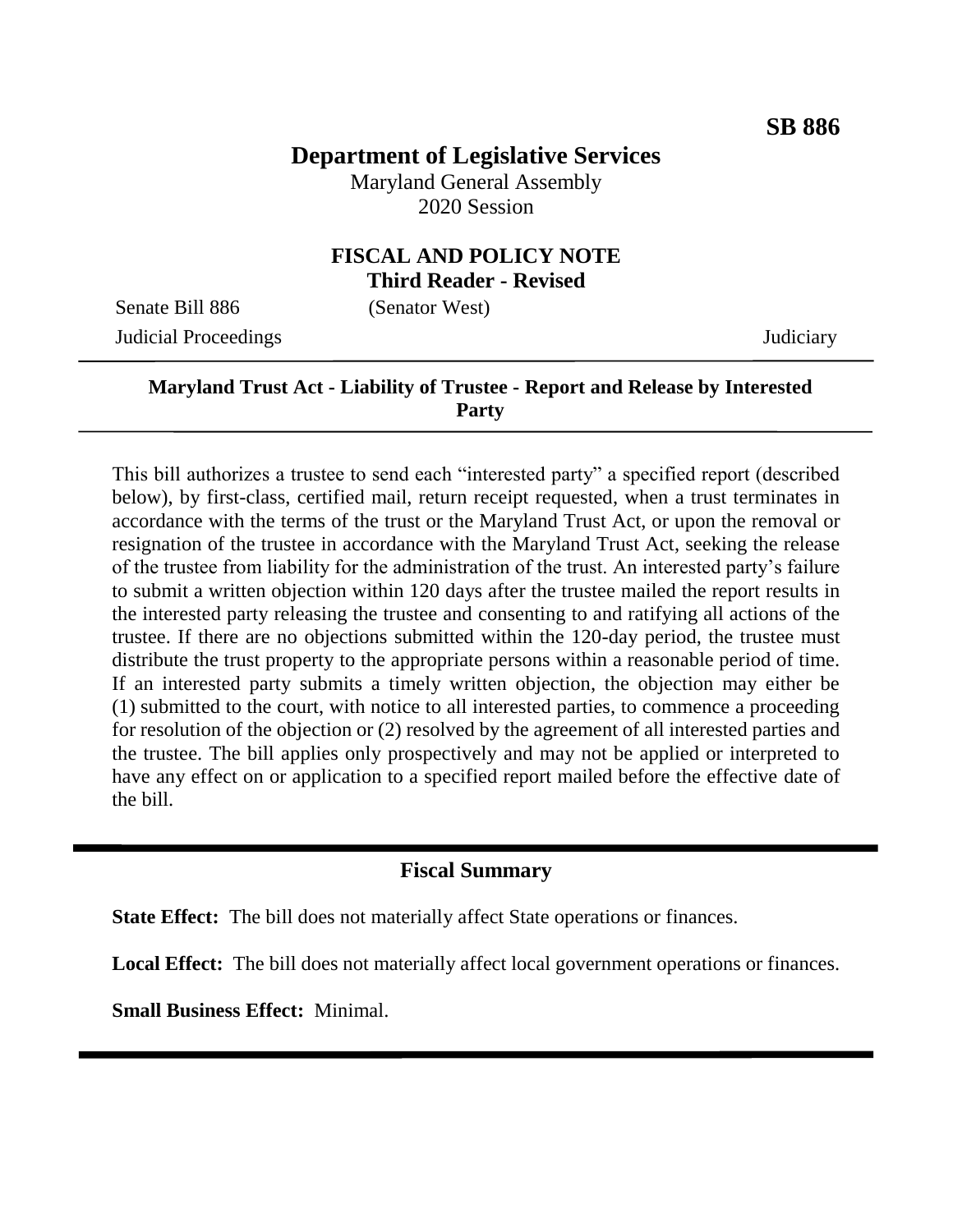**SB 886**

# Department of Legislative Services

Maryland General Assembly
2020 Session

## FISCAL AND POLICY NOTE
**Third Reader - Revised**

Senate Bill 886 (Senator West)
Judicial Proceedings Judiciary

---

**Maryland Trust Act - Liability of Trustee - Report and Release by Interested Party**

---

This bill authorizes a trustee to send each "interested party" a specified report (described below), by first-class, certified mail, return receipt requested, when a trust terminates in accordance with the terms of the trust or the Maryland Trust Act, or upon the removal or resignation of the trustee in accordance with the Maryland Trust Act, seeking the release of the trustee from liability for the administration of the trust. An interested party's failure to submit a written objection within 120 days after the trustee mailed the report results in the interested party releasing the trustee and consenting to and ratifying all actions of the trustee. If there are no objections submitted within the 120-day period, the trustee must distribute the trust property to the appropriate persons within a reasonable period of time. If an interested party submits a timely written objection, the objection may either be (1) submitted to the court, with notice to all interested parties, to commence a proceeding for resolution of the objection or (2) resolved by the agreement of all interested parties and the trustee. The bill applies only prospectively and may not be applied or interpreted to have any effect on or application to a specified report mailed before the effective date of the bill.

---

## Fiscal Summary

**State Effect:** The bill does not materially affect State operations or finances.

**Local Effect:** The bill does not materially affect local government operations or finances.

**Small Business Effect:** Minimal.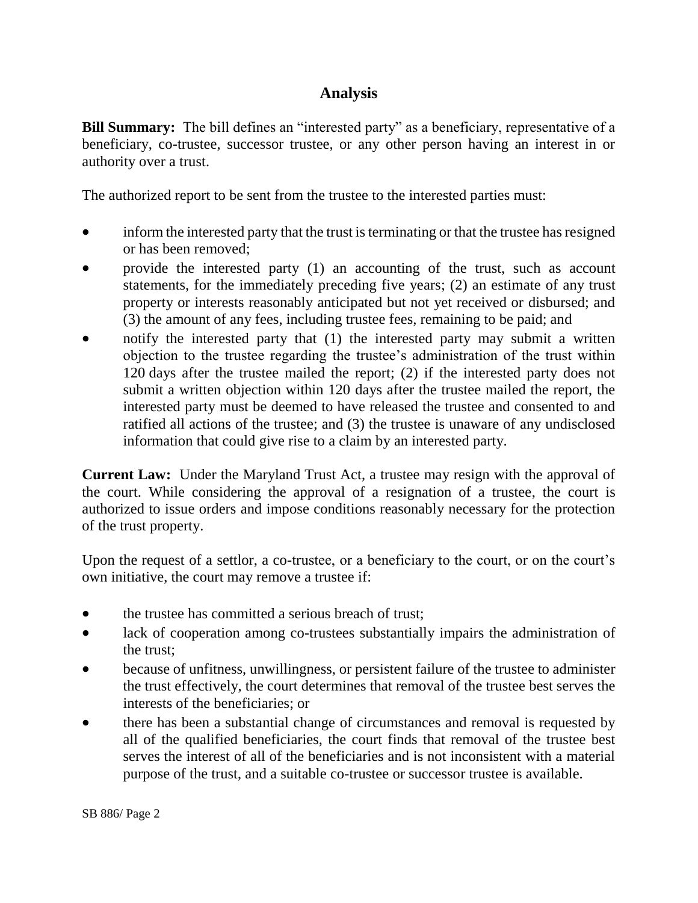## Analysis

**Bill Summary:** The bill defines an "interested party" as a beneficiary, representative of a beneficiary, co-trustee, successor trustee, or any other person having an interest in or authority over a trust.

The authorized report to be sent from the trustee to the interested parties must:

- inform the interested party that the trust is terminating or that the trustee has resigned or has been removed;
- provide the interested party (1) an accounting of the trust, such as account statements, for the immediately preceding five years; (2) an estimate of any trust property or interests reasonably anticipated but not yet received or disbursed; and (3) the amount of any fees, including trustee fees, remaining to be paid; and
- notify the interested party that (1) the interested party may submit a written objection to the trustee regarding the trustee's administration of the trust within 120 days after the trustee mailed the report; (2) if the interested party does not submit a written objection within 120 days after the trustee mailed the report, the interested party must be deemed to have released the trustee and consented to and ratified all actions of the trustee; and (3) the trustee is unaware of any undisclosed information that could give rise to a claim by an interested party.

**Current Law:** Under the Maryland Trust Act, a trustee may resign with the approval of the court. While considering the approval of a resignation of a trustee, the court is authorized to issue orders and impose conditions reasonably necessary for the protection of the trust property.

Upon the request of a settlor, a co-trustee, or a beneficiary to the court, or on the court's own initiative, the court may remove a trustee if:

- the trustee has committed a serious breach of trust;
- lack of cooperation among co-trustees substantially impairs the administration of the trust;
- because of unfitness, unwillingness, or persistent failure of the trustee to administer the trust effectively, the court determines that removal of the trustee best serves the interests of the beneficiaries; or
- there has been a substantial change of circumstances and removal is requested by all of the qualified beneficiaries, the court finds that removal of the trustee best serves the interest of all of the beneficiaries and is not inconsistent with a material purpose of the trust, and a suitable co-trustee or successor trustee is available.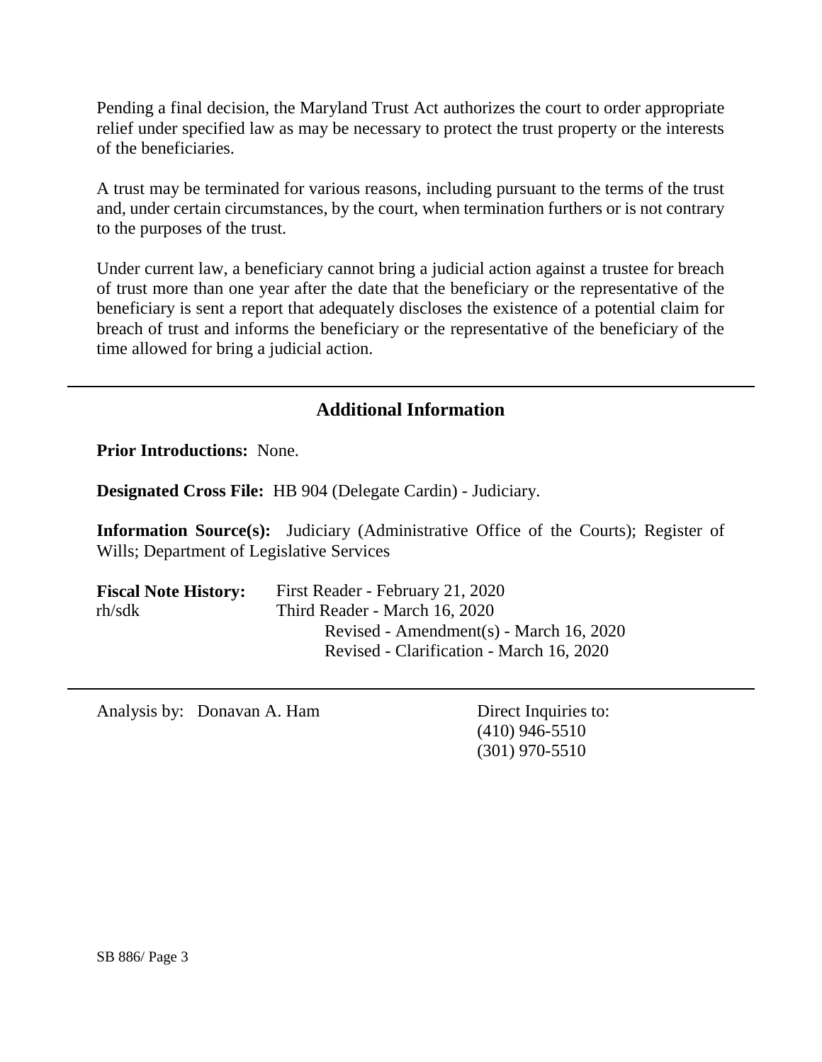Pending a final decision, the Maryland Trust Act authorizes the court to order appropriate relief under specified law as may be necessary to protect the trust property or the interests of the beneficiaries.

A trust may be terminated for various reasons, including pursuant to the terms of the trust and, under certain circumstances, by the court, when termination furthers or is not contrary to the purposes of the trust.

Under current law, a beneficiary cannot bring a judicial action against a trustee for breach of trust more than one year after the date that the beneficiary or the representative of the beneficiary is sent a report that adequately discloses the existence of a potential claim for breach of trust and informs the beneficiary or the representative of the beneficiary of the time allowed for bring a judicial action.

---

## Additional Information

**Prior Introductions:** None.

**Designated Cross File:** HB 904 (Delegate Cardin) - Judiciary.

**Information Source(s):** Judiciary (Administrative Office of the Courts); Register of Wills; Department of Legislative Services

**Fiscal Note History:** First Reader - February 21, 2020
rh/sdk Third Reader - March 16, 2020
Revised - Amendment(s) - March 16, 2020
Revised - Clarification - March 16, 2020

---

Analysis by: Donavan A. Ham

Direct Inquiries to:
(410) 946-5510
(301) 970-5510